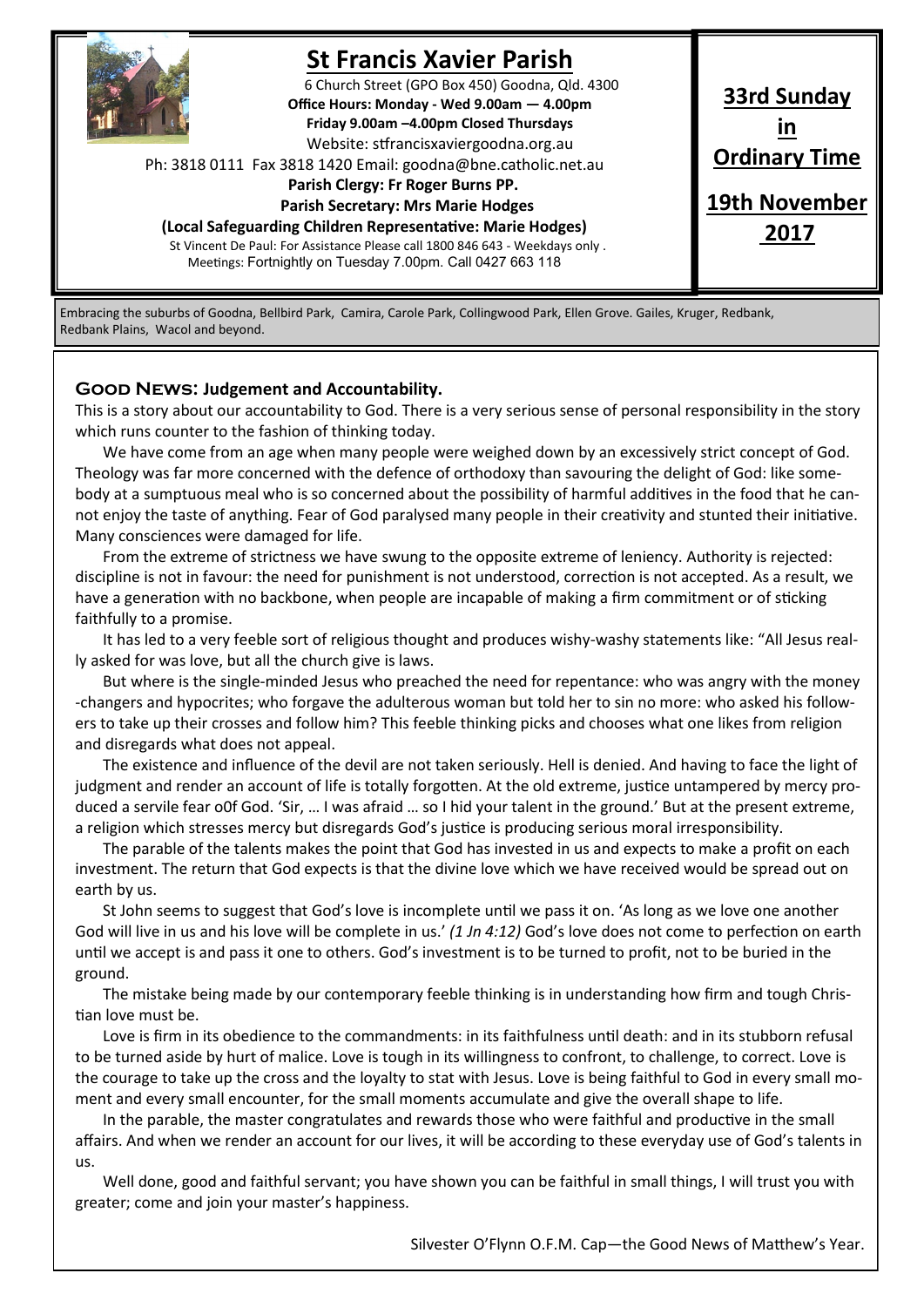# St Francis Xavier Parish

6 Church Street (GPO Box 450) Goodna, Qld. 4300

**Office Hours: Monday - Wed 9.00am — 4.00pm**

**Friday 9.00am –4.00pm Closed Thursdays**

Website: stfrancisxaviergoodna.org.au

Ph: 3818 0111 Fax 3818 1420 Email: goodna@bne.catholic.net.au

**Parish Clergy: Fr Roger Burns PP.**

**Parish Secretary: Mrs Marie Hodges**

**(Local Safeguarding Children Representative: Marie Hodges)**

St Vincent De Paul: For Assistance Please call 1800 846 643 - Weekdays only .
Meetings: Fortnightly on Tuesday 7.00pm. Call 0427 663 118

**33rd Sunday in Ordinary Time**

**19th November 2017**

Embracing the suburbs of Goodna, Bellbird Park, Camira, Carole Park, Collingwood Park, Ellen Grove. Gailes, Kruger, Redbank, Redbank Plains, Wacol and beyond.

## Good News: Judgement and Accountability.

This is a story about our accountability to God. There is a very serious sense of personal responsibility in the story which runs counter to the fashion of thinking today.

We have come from an age when many people were weighed down by an excessively strict concept of God. Theology was far more concerned with the defence of orthodoxy than savouring the delight of God: like somebody at a sumptuous meal who is so concerned about the possibility of harmful additives in the food that he cannot enjoy the taste of anything. Fear of God paralysed many people in their creativity and stunted their initiative. Many consciences were damaged for life.

From the extreme of strictness we have swung to the opposite extreme of leniency. Authority is rejected: discipline is not in favour: the need for punishment is not understood, correction is not accepted. As a result, we have a generation with no backbone, when people are incapable of making a firm commitment or of sticking faithfully to a promise.

It has led to a very feeble sort of religious thought and produces wishy-washy statements like: "All Jesus really asked for was love, but all the church give is laws.

But where is the single-minded Jesus who preached the need for repentance: who was angry with the money-changers and hypocrites; who forgave the adulterous woman but told her to sin no more: who asked his followers to take up their crosses and follow him? This feeble thinking picks and chooses what one likes from religion and disregards what does not appeal.

The existence and influence of the devil are not taken seriously. Hell is denied. And having to face the light of judgment and render an account of life is totally forgotten. At the old extreme, justice untampered by mercy produced a servile fear o0f God. 'Sir, … I was afraid … so I hid your talent in the ground.' But at the present extreme, a religion which stresses mercy but disregards God's justice is producing serious moral irresponsibility.

The parable of the talents makes the point that God has invested in us and expects to make a profit on each investment. The return that God expects is that the divine love which we have received would be spread out on earth by us.

St John seems to suggest that God's love is incomplete until we pass it on. 'As long as we love one another God will live in us and his love will be complete in us.' *(1 Jn 4:12)* God's love does not come to perfection on earth until we accept is and pass it one to others. God's investment is to be turned to profit, not to be buried in the ground.

The mistake being made by our contemporary feeble thinking is in understanding how firm and tough Christian love must be.

Love is firm in its obedience to the commandments: in its faithfulness until death: and in its stubborn refusal to be turned aside by hurt of malice. Love is tough in its willingness to confront, to challenge, to correct. Love is the courage to take up the cross and the loyalty to stat with Jesus. Love is being faithful to God in every small moment and every small encounter, for the small moments accumulate and give the overall shape to life.

In the parable, the master congratulates and rewards those who were faithful and productive in the small affairs. And when we render an account for our lives, it will be according to these everyday use of God's talents in us.

Well done, good and faithful servant; you have shown you can be faithful in small things, I will trust you with greater; come and join your master's happiness.

Silvester O'Flynn O.F.M. Cap—the Good News of Matthew's Year.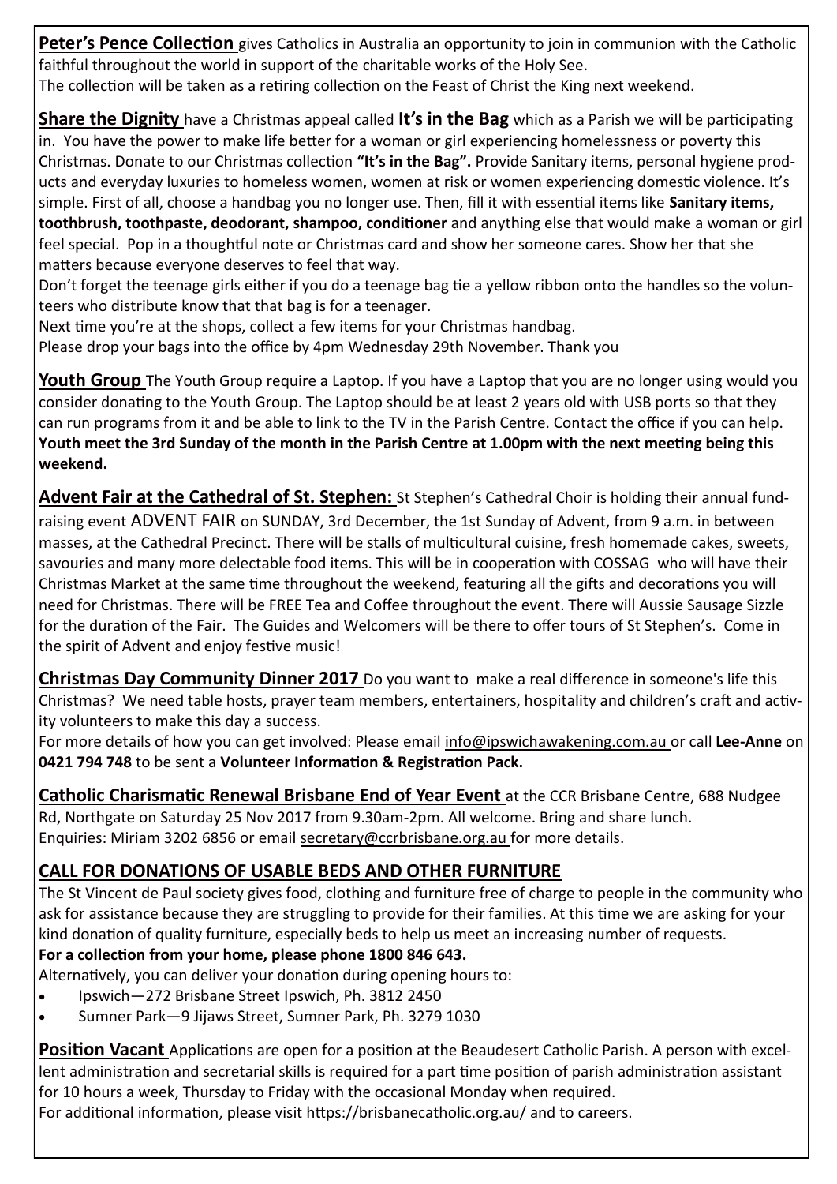**Peter's Pence Collection** gives Catholics in Australia an opportunity to join in communion with the Catholic faithful throughout the world in support of the charitable works of the Holy See.
The collection will be taken as a retiring collection on the Feast of Christ the King next weekend.

**Share the Dignity** have a Christmas appeal called **It's in the Bag** which as a Parish we will be participating in. You have the power to make life better for a woman or girl experiencing homelessness or poverty this Christmas. Donate to our Christmas collection **"It's in the Bag".** Provide Sanitary items, personal hygiene products and everyday luxuries to homeless women, women at risk or women experiencing domestic violence. It's simple. First of all, choose a handbag you no longer use. Then, fill it with essential items like **Sanitary items, toothbrush, toothpaste, deodorant, shampoo, conditioner** and anything else that would make a woman or girl feel special. Pop in a thoughtful note or Christmas card and show her someone cares. Show her that she matters because everyone deserves to feel that way.
Don't forget the teenage girls either if you do a teenage bag tie a yellow ribbon onto the handles so the volunteers who distribute know that that bag is for a teenager.
Next time you're at the shops, collect a few items for your Christmas handbag.
Please drop your bags into the office by 4pm Wednesday 29th November. Thank you

**Youth Group** The Youth Group require a Laptop. If you have a Laptop that you are no longer using would you consider donating to the Youth Group. The Laptop should be at least 2 years old with USB ports so that they can run programs from it and be able to link to the TV in the Parish Centre. Contact the office if you can help. **Youth meet the 3rd Sunday of the month in the Parish Centre at 1.00pm with the next meeting being this weekend.**

**Advent Fair at the Cathedral of St. Stephen:** St Stephen's Cathedral Choir is holding their annual fundraising event ADVENT FAIR on SUNDAY, 3rd December, the 1st Sunday of Advent, from 9 a.m. in between masses, at the Cathedral Precinct. There will be stalls of multicultural cuisine, fresh homemade cakes, sweets, savouries and many more delectable food items. This will be in cooperation with COSSAG who will have their Christmas Market at the same time throughout the weekend, featuring all the gifts and decorations you will need for Christmas. There will be FREE Tea and Coffee throughout the event. There will Aussie Sausage Sizzle for the duration of the Fair. The Guides and Welcomers will be there to offer tours of St Stephen's. Come in the spirit of Advent and enjoy festive music!

**Christmas Day Community Dinner 2017** Do you want to make a real difference in someone's life this Christmas? We need table hosts, prayer team members, entertainers, hospitality and children's craft and activity volunteers to make this day a success.
For more details of how you can get involved: Please email info@ipswichawakening.com.au or call **Lee-Anne** on **0421 794 748** to be sent a **Volunteer Information & Registration Pack.**

**Catholic Charismatic Renewal Brisbane End of Year Event** at the CCR Brisbane Centre, 688 Nudgee Rd, Northgate on Saturday 25 Nov 2017 from 9.30am-2pm. All welcome. Bring and share lunch. Enquiries: Miriam 3202 6856 or email secretary@ccrbrisbane.org.au for more details.

## CALL FOR DONATIONS OF USABLE BEDS AND OTHER FURNITURE

The St Vincent de Paul society gives food, clothing and furniture free of charge to people in the community who ask for assistance because they are struggling to provide for their families. At this time we are asking for your kind donation of quality furniture, especially beds to help us meet an increasing number of requests.
**For a collection from your home, please phone 1800 846 643.**
Alternatively, you can deliver your donation during opening hours to:

- Ipswich—272 Brisbane Street Ipswich, Ph. 3812 2450
- Sumner Park—9 Jijaws Street, Sumner Park, Ph. 3279 1030

**Position Vacant** Applications are open for a position at the Beaudesert Catholic Parish. A person with excellent administration and secretarial skills is required for a part time position of parish administration assistant for 10 hours a week, Thursday to Friday with the occasional Monday when required.
For additional information, please visit https://brisbanecatholic.org.au/ and to careers.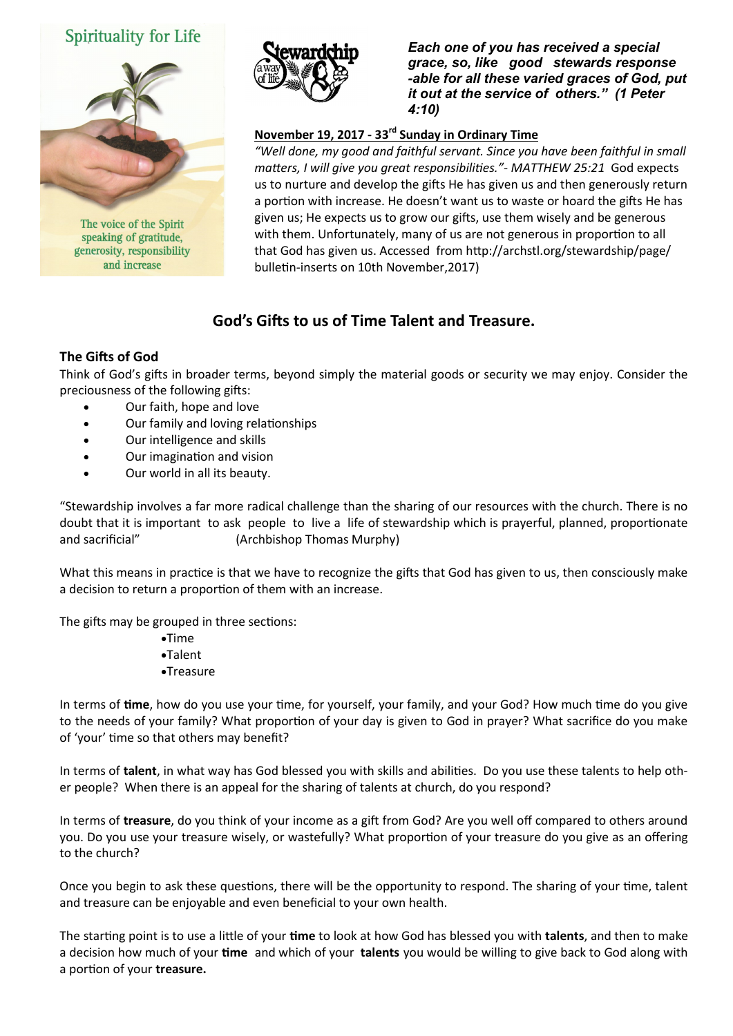Spirituality for Life

The voice of the Spirit speaking of gratitude, generosity, responsibility and increase

Stewardship a way of life

***Each one of you has received a special grace, so, like good stewards response -able for all these varied graces of God, put it out at the service of others." (1 Peter 4:10)***

**November 19, 2017 - 33rd Sunday in Ordinary Time**

*"Well done, my good and faithful servant. Since you have been faithful in small matters, I will give you great responsibilities."- MATTHEW 25:21* God expects us to nurture and develop the gifts He has given us and then generously return a portion with increase. He doesn't want us to waste or hoard the gifts He has given us; He expects us to grow our gifts, use them wisely and be generous with them. Unfortunately, many of us are not generous in proportion to all that God has given us. Accessed from http://archstl.org/stewardship/page/bulletin-inserts on 10th November,2017)

## God's Gifts to us of Time Talent and Treasure.

### The Gifts of God

Think of God's gifts in broader terms, beyond simply the material goods or security we may enjoy. Consider the preciousness of the following gifts:

- Our faith, hope and love
- Our family and loving relationships
- Our intelligence and skills
- Our imagination and vision
- Our world in all its beauty.

"Stewardship involves a far more radical challenge than the sharing of our resources with the church. There is no doubt that it is important to ask people to live a life of stewardship which is prayerful, planned, proportionate and sacrificial" (Archbishop Thomas Murphy)

What this means in practice is that we have to recognize the gifts that God has given to us, then consciously make a decision to return a proportion of them with an increase.

The gifts may be grouped in three sections:

- Time
- Talent
- Treasure

In terms of **time**, how do you use your time, for yourself, your family, and your God? How much time do you give to the needs of your family? What proportion of your day is given to God in prayer? What sacrifice do you make of 'your' time so that others may benefit?

In terms of **talent**, in what way has God blessed you with skills and abilities. Do you use these talents to help other people? When there is an appeal for the sharing of talents at church, do you respond?

In terms of **treasure**, do you think of your income as a gift from God? Are you well off compared to others around you. Do you use your treasure wisely, or wastefully? What proportion of your treasure do you give as an offering to the church?

Once you begin to ask these questions, there will be the opportunity to respond. The sharing of your time, talent and treasure can be enjoyable and even beneficial to your own health.

The starting point is to use a little of your **time** to look at how God has blessed you with **talents**, and then to make a decision how much of your **time** and which of your **talents** you would be willing to give back to God along with a portion of your **treasure.**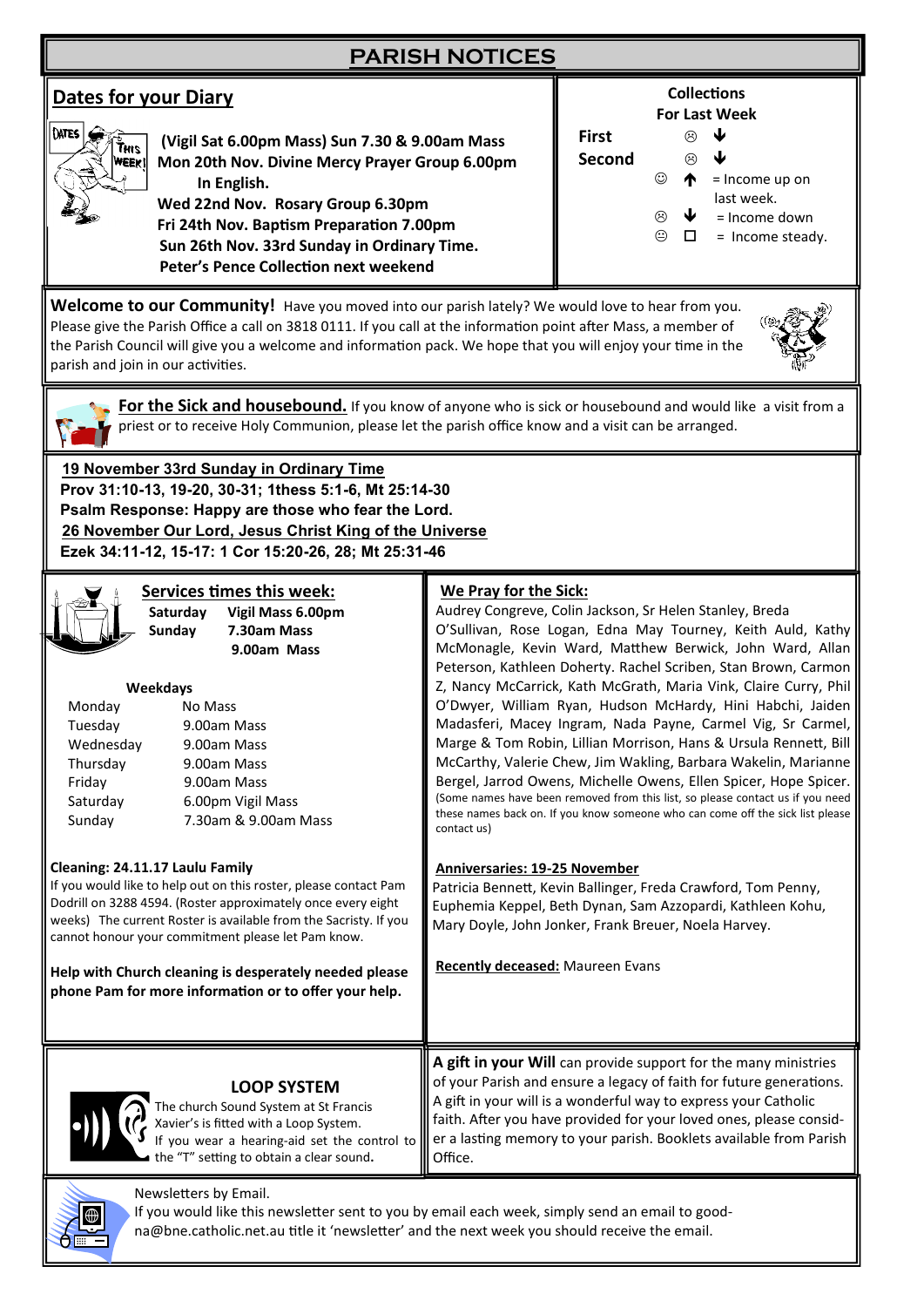# PARISH NOTICES

## Dates for your Diary

**(Vigil Sat 6.00pm Mass) Sun 7.30 & 9.00am Mass**
**Mon 20th Nov. Divine Mercy Prayer Group 6.00pm In English.**
**Wed 22nd Nov. Rosary Group 6.30pm**
**Fri 24th Nov. Baptism Preparation 7.00pm**
**Sun 26th Nov. 33rd Sunday in Ordinary Time.**
**Peter's Pence Collection next weekend**

**Collections For Last Week**

| | | |
|---|---|---|
| **First** | ☹ | ↓ |
| **Second** | ☹ | ↓ |

☺ ↑ = Income up on last week.
☹ ↓ = Income down
😐 ☐ = Income steady.

**Welcome to our Community!** Have you moved into our parish lately? We would love to hear from you. Please give the Parish Office a call on 3818 0111. If you call at the information point after Mass, a member of the Parish Council will give you a welcome and information pack. We hope that you will enjoy your time in the parish and join in our activities.

**For the Sick and housebound.** If you know of anyone who is sick or housebound and would like a visit from a priest or to receive Holy Communion, please let the parish office know and a visit can be arranged.

**19 November 33rd Sunday in Ordinary Time**
**Prov 31:10-13, 19-20, 30-31; 1thess 5:1-6, Mt 25:14-30**
**Psalm Response: Happy are those who fear the Lord.**
**26 November Our Lord, Jesus Christ King of the Universe**
**Ezek 34:11-12, 15-17: 1 Cor 15:20-26, 28; Mt 25:31-46**

### Services times this week:

**Saturday** **Vigil Mass 6.00pm**
**Sunday** **7.30am Mass**
**9.00am Mass**

**Weekdays**

| | |
|---|---|
| Monday | No Mass |
| Tuesday | 9.00am Mass |
| Wednesday | 9.00am Mass |
| Thursday | 9.00am Mass |
| Friday | 9.00am Mass |
| Saturday | 6.00pm Vigil Mass |
| Sunday | 7.30am & 9.00am Mass |

**Cleaning: 24.11.17 Laulu Family**

If you would like to help out on this roster, please contact Pam Dodrill on 3288 4594. (Roster approximately once every eight weeks) The current Roster is available from the Sacristy. If you cannot honour your commitment please let Pam know.

**Help with Church cleaning is desperately needed please phone Pam for more information or to offer your help.**

### We Pray for the Sick:

Audrey Congreve, Colin Jackson, Sr Helen Stanley, Breda O'Sullivan, Rose Logan, Edna May Tourney, Keith Auld, Kathy McMonagle, Kevin Ward, Matthew Berwick, John Ward, Allan Peterson, Kathleen Doherty. Rachel Scriben, Stan Brown, Carmon Z, Nancy McCarrick, Kath McGrath, Maria Vink, Claire Curry, Phil O'Dwyer, William Ryan, Hudson McHardy, Hini Habchi, Jaiden Madasferi, Macey Ingram, Nada Payne, Carmel Vig, Sr Carmel, Marge & Tom Robin, Lillian Morrison, Hans & Ursula Rennett, Bill McCarthy, Valerie Chew, Jim Wakling, Barbara Wakelin, Marianne Bergel, Jarrod Owens, Michelle Owens, Ellen Spicer, Hope Spicer. (Some names have been removed from this list, so please contact us if you need these names back on. If you know someone who can come off the sick list please contact us)

**Anniversaries: 19-25 November**

Patricia Bennett, Kevin Ballinger, Freda Crawford, Tom Penny, Euphemia Keppel, Beth Dynan, Sam Azzopardi, Kathleen Kohu, Mary Doyle, John Jonker, Frank Breuer, Noela Harvey.

**Recently deceased:** Maureen Evans

### LOOP SYSTEM

The church Sound System at St Francis Xavier's is fitted with a Loop System. If you wear a hearing-aid set the control to the "T" setting to obtain a clear sound**.**

**A gift in your Will** can provide support for the many ministries of your Parish and ensure a legacy of faith for future generations. A gift in your will is a wonderful way to express your Catholic faith. After you have provided for your loved ones, please consider a lasting memory to your parish. Booklets available from Parish Office.

Newsletters by Email.
If you would like this newsletter sent to you by email each week, simply send an email to goodna@bne.catholic.net.au title it 'newsletter' and the next week you should receive the email.